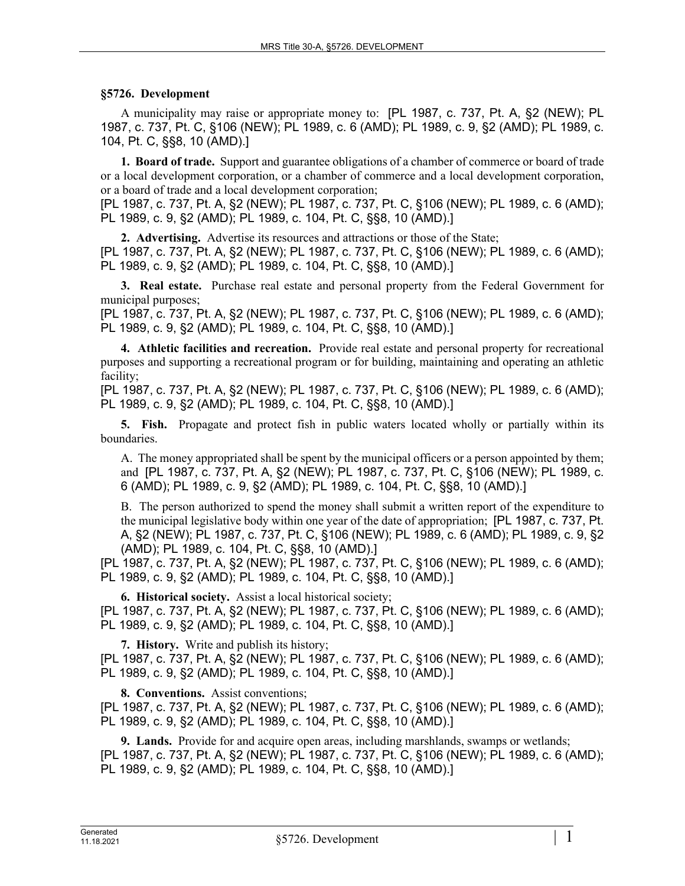## §5726. Development

A municipality may raise or appropriate money to: [PL 1987, c. 737, Pt. A, §2 (NEW); PL 1987, c. 737, Pt. C, §106 (NEW); PL 1989, c. 6 (AMD); PL 1989, c. 9, §2 (AMD); PL 1989, c. 104, Pt. C, §§8, 10 (AMD).]

**1. Board of trade.** Support and guarantee obligations of a chamber of commerce or board of trade or a local development corporation, or a chamber of commerce and a local development corporation, or a board of trade and a local development corporation;
[PL 1987, c. 737, Pt. A, §2 (NEW); PL 1987, c. 737, Pt. C, §106 (NEW); PL 1989, c. 6 (AMD); PL 1989, c. 9, §2 (AMD); PL 1989, c. 104, Pt. C, §§8, 10 (AMD).]

**2. Advertising.** Advertise its resources and attractions or those of the State;
[PL 1987, c. 737, Pt. A, §2 (NEW); PL 1987, c. 737, Pt. C, §106 (NEW); PL 1989, c. 6 (AMD); PL 1989, c. 9, §2 (AMD); PL 1989, c. 104, Pt. C, §§8, 10 (AMD).]

**3. Real estate.** Purchase real estate and personal property from the Federal Government for municipal purposes;
[PL 1987, c. 737, Pt. A, §2 (NEW); PL 1987, c. 737, Pt. C, §106 (NEW); PL 1989, c. 6 (AMD); PL 1989, c. 9, §2 (AMD); PL 1989, c. 104, Pt. C, §§8, 10 (AMD).]

**4. Athletic facilities and recreation.** Provide real estate and personal property for recreational purposes and supporting a recreational program or for building, maintaining and operating an athletic facility;
[PL 1987, c. 737, Pt. A, §2 (NEW); PL 1987, c. 737, Pt. C, §106 (NEW); PL 1989, c. 6 (AMD); PL 1989, c. 9, §2 (AMD); PL 1989, c. 104, Pt. C, §§8, 10 (AMD).]

**5. Fish.** Propagate and protect fish in public waters located wholly or partially within its boundaries.

A. The money appropriated shall be spent by the municipal officers or a person appointed by them; and [PL 1987, c. 737, Pt. A, §2 (NEW); PL 1987, c. 737, Pt. C, §106 (NEW); PL 1989, c. 6 (AMD); PL 1989, c. 9, §2 (AMD); PL 1989, c. 104, Pt. C, §§8, 10 (AMD).]

B. The person authorized to spend the money shall submit a written report of the expenditure to the municipal legislative body within one year of the date of appropriation; [PL 1987, c. 737, Pt. A, §2 (NEW); PL 1987, c. 737, Pt. C, §106 (NEW); PL 1989, c. 6 (AMD); PL 1989, c. 9, §2 (AMD); PL 1989, c. 104, Pt. C, §§8, 10 (AMD).]

[PL 1987, c. 737, Pt. A, §2 (NEW); PL 1987, c. 737, Pt. C, §106 (NEW); PL 1989, c. 6 (AMD); PL 1989, c. 9, §2 (AMD); PL 1989, c. 104, Pt. C, §§8, 10 (AMD).]

**6. Historical society.** Assist a local historical society;
[PL 1987, c. 737, Pt. A, §2 (NEW); PL 1987, c. 737, Pt. C, §106 (NEW); PL 1989, c. 6 (AMD); PL 1989, c. 9, §2 (AMD); PL 1989, c. 104, Pt. C, §§8, 10 (AMD).]

**7. History.** Write and publish its history;
[PL 1987, c. 737, Pt. A, §2 (NEW); PL 1987, c. 737, Pt. C, §106 (NEW); PL 1989, c. 6 (AMD); PL 1989, c. 9, §2 (AMD); PL 1989, c. 104, Pt. C, §§8, 10 (AMD).]

**8. Conventions.** Assist conventions;
[PL 1987, c. 737, Pt. A, §2 (NEW); PL 1987, c. 737, Pt. C, §106 (NEW); PL 1989, c. 6 (AMD); PL 1989, c. 9, §2 (AMD); PL 1989, c. 104, Pt. C, §§8, 10 (AMD).]

**9. Lands.** Provide for and acquire open areas, including marshlands, swamps or wetlands;
[PL 1987, c. 737, Pt. A, §2 (NEW); PL 1987, c. 737, Pt. C, §106 (NEW); PL 1989, c. 6 (AMD); PL 1989, c. 9, §2 (AMD); PL 1989, c. 104, Pt. C, §§8, 10 (AMD).]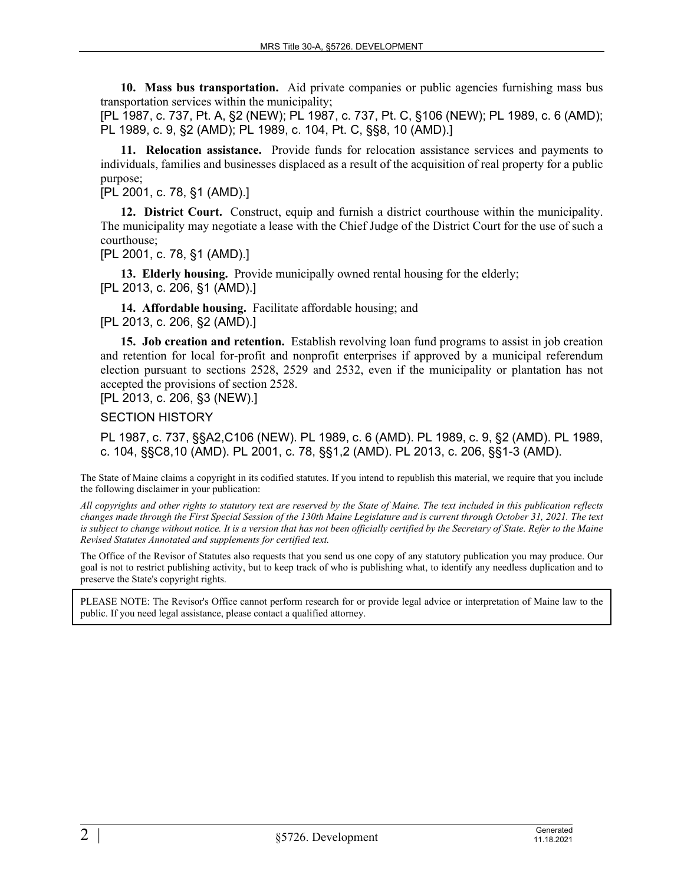**10. Mass bus transportation.** Aid private companies or public agencies furnishing mass bus transportation services within the municipality;

[PL 1987, c. 737, Pt. A, §2 (NEW); PL 1987, c. 737, Pt. C, §106 (NEW); PL 1989, c. 6 (AMD); PL 1989, c. 9, §2 (AMD); PL 1989, c. 104, Pt. C, §§8, 10 (AMD).]

**11. Relocation assistance.** Provide funds for relocation assistance services and payments to individuals, families and businesses displaced as a result of the acquisition of real property for a public purpose;

[PL 2001, c. 78, §1 (AMD).]

**12. District Court.** Construct, equip and furnish a district courthouse within the municipality. The municipality may negotiate a lease with the Chief Judge of the District Court for the use of such a courthouse;

[PL 2001, c. 78, §1 (AMD).]

**13. Elderly housing.** Provide municipally owned rental housing for the elderly;

[PL 2013, c. 206, §1 (AMD).]

**14. Affordable housing.** Facilitate affordable housing; and

[PL 2013, c. 206, §2 (AMD).]

**15. Job creation and retention.** Establish revolving loan fund programs to assist in job creation and retention for local for-profit and nonprofit enterprises if approved by a municipal referendum election pursuant to sections 2528, 2529 and 2532, even if the municipality or plantation has not accepted the provisions of section 2528.

[PL 2013, c. 206, §3 (NEW).]

SECTION HISTORY

PL 1987, c. 737, §§A2,C106 (NEW). PL 1989, c. 6 (AMD). PL 1989, c. 9, §2 (AMD). PL 1989, c. 104, §§C8,10 (AMD). PL 2001, c. 78, §§1,2 (AMD). PL 2013, c. 206, §§1-3 (AMD).

The State of Maine claims a copyright in its codified statutes. If you intend to republish this material, we require that you include the following disclaimer in your publication:

*All copyrights and other rights to statutory text are reserved by the State of Maine. The text included in this publication reflects changes made through the First Special Session of the 130th Maine Legislature and is current through October 31, 2021. The text is subject to change without notice. It is a version that has not been officially certified by the Secretary of State. Refer to the Maine Revised Statutes Annotated and supplements for certified text.*

The Office of the Revisor of Statutes also requests that you send us one copy of any statutory publication you may produce. Our goal is not to restrict publishing activity, but to keep track of who is publishing what, to identify any needless duplication and to preserve the State's copyright rights.

PLEASE NOTE: The Revisor's Office cannot perform research for or provide legal advice or interpretation of Maine law to the public. If you need legal assistance, please contact a qualified attorney.